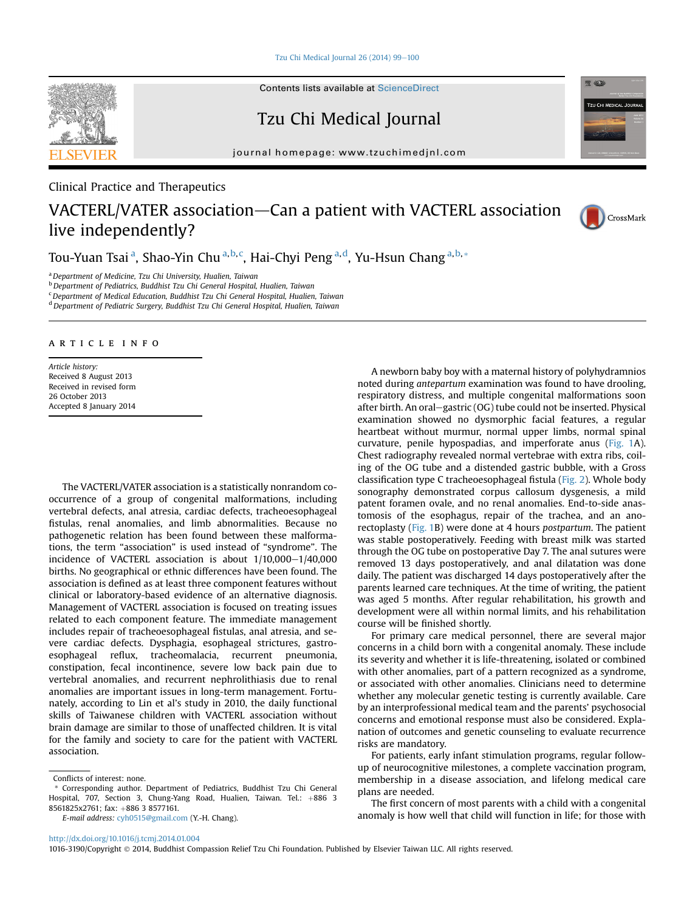Clinical Practice and Therapeutics

# VACTERL/VATER association—Can a patient with VACTERL association live independently?

Tou-Yuan Tsai [a], Shao-Yin Chu [a,b,c], Hai-Chyi Peng [a,d], Yu-Hsun Chang [a,b,*]

[a] Department of Medicine, Tzu Chi University, Hualien, Taiwan
[b] Department of Pediatrics, Buddhist Tzu Chi General Hospital, Hualien, Taiwan
[c] Department of Medical Education, Buddhist Tzu Chi General Hospital, Hualien, Taiwan
[d] Department of Pediatric Surgery, Buddhist Tzu Chi General Hospital, Hualien, Taiwan

## ARTICLE INFO

*Article history:*
Received 8 August 2013
Received in revised form
26 October 2013
Accepted 8 January 2014

The VACTERL/VATER association is a statistically nonrandom co-occurrence of a group of congenital malformations, including vertebral defects, anal atresia, cardiac defects, tracheoesophageal fistulas, renal anomalies, and limb abnormalities. Because no pathogenetic relation has been found between these malformations, the term "association" is used instead of "syndrome". The incidence of VACTERL association is about 1/10,000–1/40,000 births. No geographical or ethnic differences have been found. The association is defined as at least three component features without clinical or laboratory-based evidence of an alternative diagnosis. Management of VACTERL association is focused on treating issues related to each component feature. The immediate management includes repair of tracheoesophageal fistulas, anal atresia, and severe cardiac defects. Dysphagia, esophageal strictures, gastroesophageal reflux, tracheomalacia, recurrent pneumonia, constipation, fecal incontinence, severe low back pain due to vertebral anomalies, and recurrent nephrolithiasis due to renal anomalies are important issues in long-term management. Fortunately, according to Lin et al's study in 2010, the daily functional skills of Taiwanese children with VACTERL association without brain damage are similar to those of unaffected children. It is vital for the family and society to care for the patient with VACTERL association.

A newborn baby boy with a maternal history of polyhydramnios noted during *antepartum* examination was found to have drooling, respiratory distress, and multiple congenital malformations soon after birth. An oral–gastric (OG) tube could not be inserted. Physical examination showed no dysmorphic facial features, a regular heartbeat without murmur, normal upper limbs, normal spinal curvature, penile hypospadias, and imperforate anus (Fig. 1A). Chest radiography revealed normal vertebrae with extra ribs, coiling of the OG tube and a distended gastric bubble, with a Gross classification type C tracheoesophageal fistula (Fig. 2). Whole body sonography demonstrated corpus callosum dysgenesis, a mild patent foramen ovale, and no renal anomalies. End-to-side anastomosis of the esophagus, repair of the trachea, and an anorectoplasty (Fig. 1B) were done at 4 hours *postpartum*. The patient was stable postoperatively. Feeding with breast milk was started through the OG tube on postoperative Day 7. The anal sutures were removed 13 days postoperatively, and anal dilatation was done daily. The patient was discharged 14 days postoperatively after the parents learned care techniques. At the time of writing, the patient was aged 5 months. After regular rehabilitation, his growth and development were all within normal limits, and his rehabilitation course will be finished shortly.

For primary care medical personnel, there are several major concerns in a child born with a congenital anomaly. These include its severity and whether it is life-threatening, isolated or combined with other anomalies, part of a pattern recognized as a syndrome, or associated with other anomalies. Clinicians need to determine whether any molecular genetic testing is currently available. Care by an interprofessional medical team and the parents' psychosocial concerns and emotional response must also be considered. Explanation of outcomes and genetic counseling to evaluate recurrence risks are mandatory.

For patients, early infant stimulation programs, regular follow-up of neurocognitive milestones, a complete vaccination program, membership in a disease association, and lifelong medical care plans are needed.

The first concern of most parents with a child with a congenital anomaly is how well that child will function in life; for those with

Conflicts of interest: none.

\* Corresponding author. Department of Pediatrics, Buddhist Tzu Chi General Hospital, 707, Section 3, Chung-Yang Road, Hualien, Taiwan. Tel.: +886 3 8561825x2761; fax: +886 3 8577161.

*E-mail address:* cyh0515@gmail.com (Y.-H. Chang).

http://dx.doi.org/10.1016/j.tcmj.2014.01.004
1016-3190/Copyright © 2014, Buddhist Compassion Relief Tzu Chi Foundation. Published by Elsevier Taiwan LLC. All rights reserved.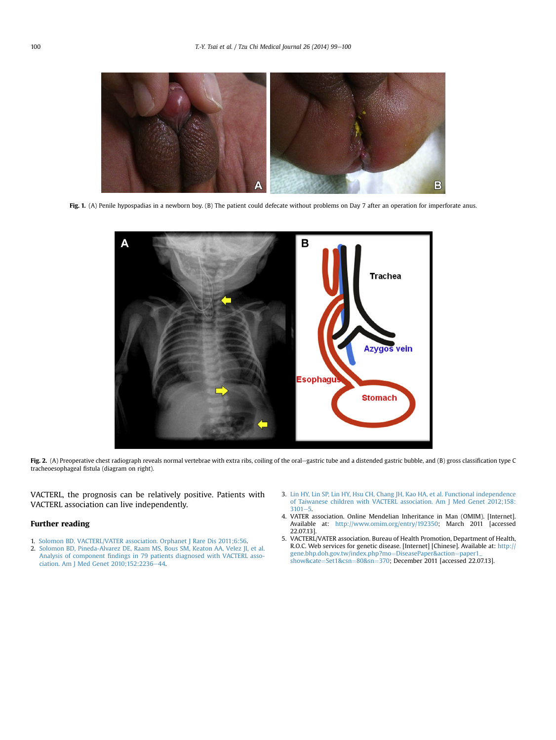Fig. 1. (A) Penile hypospadias in a newborn boy. (B) The patient could defecate without problems on Day 7 after an operation for imperforate anus.

Trachea

Azygos vein

Esophagus

Stomach

Fig. 2. (A) Preoperative chest radiograph reveals normal vertebrae with extra ribs, coiling of the oral–gastric tube and a distended gastric bubble, and (B) gross classification type C tracheoesophageal fistula (diagram on right).

VACTERL, the prognosis can be relatively positive. Patients with VACTERL association can live independently.

## Further reading

1. Solomon BD. VACTERL/VATER association. Orphanet J Rare Dis 2011;6:56.
2. Solomon BD, Pineda-Alvarez DE, Raam MS, Bous SM, Keaton AA, Velez JI, et al. Analysis of component findings in 79 patients diagnosed with VACTERL association. Am J Med Genet 2010;152:2236–44.
3. Lin HY, Lin SP, Lin HY, Hsu CH, Chang JH, Kao HA, et al. Functional independence of Taiwanese children with VACTERL association. Am J Med Genet 2012;158:3101–5.
4. VATER association. Online Mendelian Inheritance in Man (OMIM). [Internet]. Available at: http://www.omim.org/entry/192350; March 2011 [accessed 22.07.13].
5. VACTERL/VATER association. Bureau of Health Promotion, Department of Health, R.O.C. Web services for genetic disease. [Internet] [Chinese]. Available at: http://gene.bhp.doh.gov.tw/index.php?mo=DiseasePaper&action=paper1_show&cate=Set1&csn=80&sn=370; December 2011 [accessed 22.07.13].